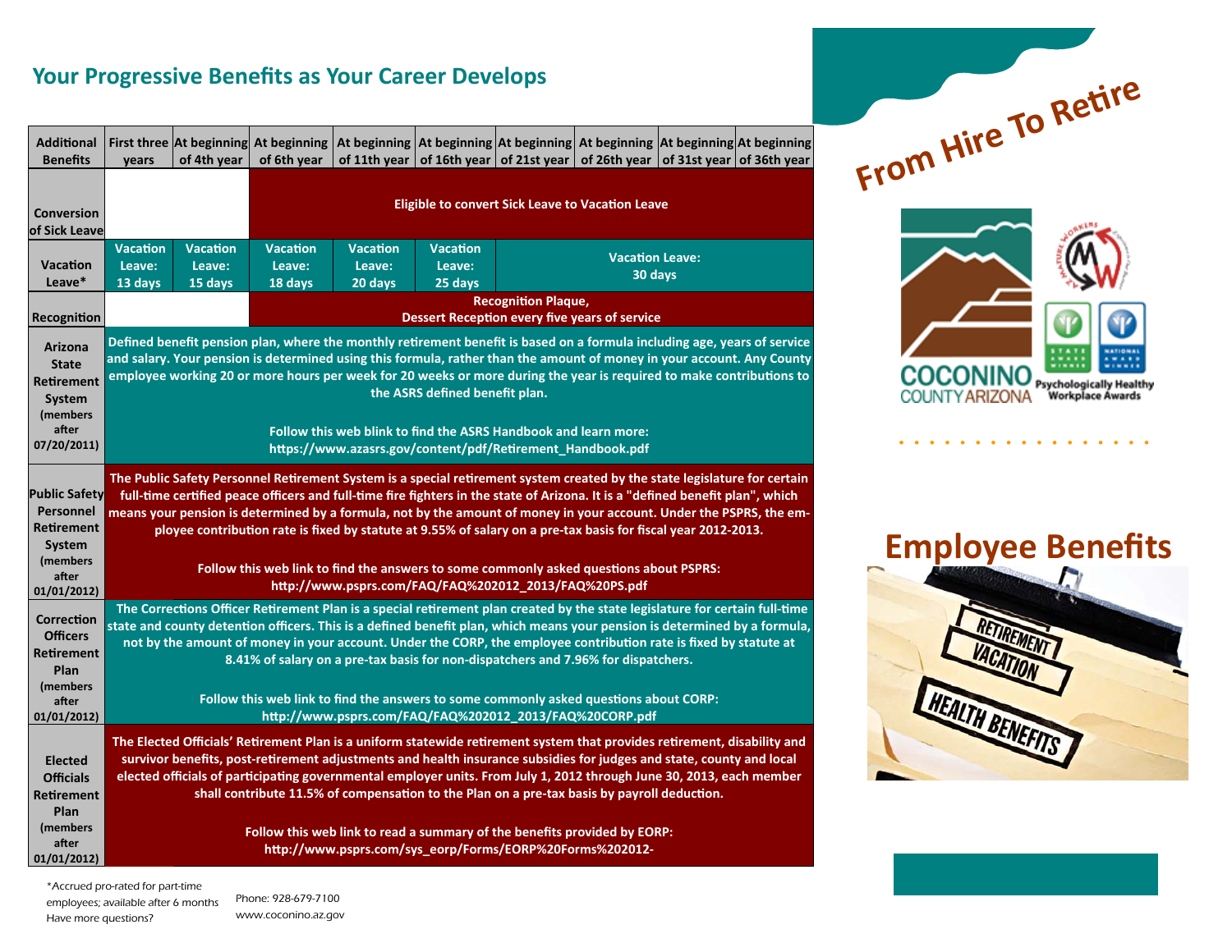## Your Progressive Benefits as Your Career Develops

| Additional Benefits | First three years | At beginning of 4th year | At beginning of 6th year | At beginning of 11th year | At beginning of 16th year | At beginning of 21st year | At beginning of 26th year | At beginning of 31st year | At beginning of 36th year |
|---|---|---|---|---|---|---|---|---|---|
| Conversion of Sick Leave | | | Eligible to convert Sick Leave to Vacation Leave | | | | | | |
| Vacation Leave* | Vacation Leave: 13 days | Vacation Leave: 15 days | Vacation Leave: 18 days | Vacation Leave: 20 days | Vacation Leave: 25 days | Vacation Leave: 30 days | | | |
| Recognition | | | Recognition Plaque, Dessert Reception every five years of service | | | | | | |
| Arizona State Retirement System (members after 07/20/2011) | Defined benefit pension plan, where the monthly retirement benefit is based on a formula including age, years of service and salary. Your pension is determined using this formula, rather than the amount of money in your account. Any County employee working 20 or more hours per week for 20 weeks or more during the year is required to make contributions to the ASRS defined benefit plan. Follow this web blink to find the ASRS Handbook and learn more: https://www.azasrs.gov/content/pdf/Retirement_Handbook.pdf | | | | | | | | |
| Public Safety Personnel Retirement System (members after 01/01/2012) | The Public Safety Personnel Retirement System is a special retirement system created by the state legislature for certain full-time certified peace officers and full-time fire fighters in the state of Arizona. It is a "defined benefit plan", which means your pension is determined by a formula, not by the amount of money in your account. Under the PSPRS, the employee contribution rate is fixed by statute at 9.55% of salary on a pre-tax basis for fiscal year 2012-2013. Follow this web link to find the answers to some commonly asked questions about PSPRS: http://www.psprs.com/FAQ/FAQ%202012_2013/FAQ%20PS.pdf | | | | | | | | |
| Correction Officers Retirement Plan (members after 01/01/2012) | The Corrections Officer Retirement Plan is a special retirement plan created by the state legislature for certain full-time state and county detention officers. This is a defined benefit plan, which means your pension is determined by a formula, not by the amount of money in your account. Under the CORP, the employee contribution rate is fixed by statute at 8.41% of salary on a pre-tax basis for non-dispatchers and 7.96% for dispatchers. Follow this web link to find the answers to some commonly asked questions about CORP: http://www.psprs.com/FAQ/FAQ%202012_2013/FAQ%20CORP.pdf | | | | | | | | |
| Elected Officials Retirement Plan (members after 01/01/2012) | The Elected Officials' Retirement Plan is a uniform statewide retirement system that provides retirement, disability and survivor benefits, post-retirement adjustments and health insurance subsidies for judges and state, county and local elected officials of participating governmental employer units. From July 1, 2012 through June 30, 2013, each member shall contribute 11.5% of compensation to the Plan on a pre-tax basis by payroll deduction. Follow this web link to read a summary of the benefits provided by EORP: http://www.psprs.com/sys_eorp/Forms/EORP%20Forms%202012- | | | | | | | | |

*Accrued pro-rated for part-time employees; available after 6 months

Have more questions?

Phone: 928-679-7100

www.coconino.az.gov

# From Hire To Retire

COCONINO COUNTY ARIZONA

Psychologically Healthy Workplace Awards

# Employee Benefits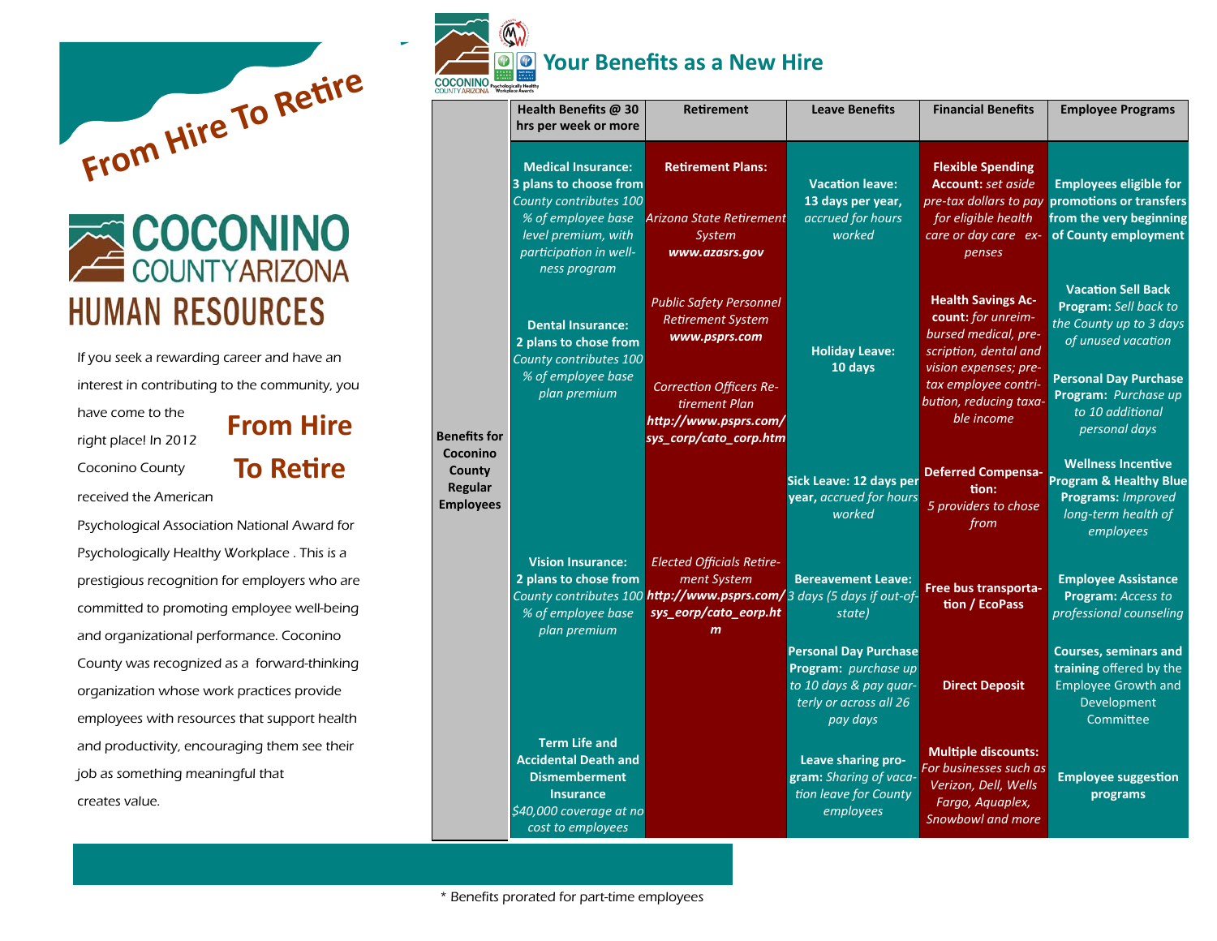# From Hire To Retire

# COCONINO COUNTY ARIZONA HUMAN RESOURCES

If you seek a rewarding career and have an interest in contributing to the community, you have come to the right place! In 2012 Coconino County received the American Psychological Association National Award for Psychologically Healthy Workplace . This is a prestigious recognition for employers who are committed to promoting employee well-being and organizational performance. Coconino County was recognized as a forward-thinking organization whose work practices provide employees with resources that support health and productivity, encouraging them see their job as something meaningful that creates value.

## From Hire To Retire

## Your Benefits as a New Hire

| | Health Benefits @ 30 hrs per week or more | Retirement | Leave Benefits | Financial Benefits | Employee Programs |
|---|---|---|---|---|---|
| **Benefits for Coconino County Regular Employees** | **Medical Insurance: 3 plans to choose from** *County contributes 100 % of employee base level premium, with participation in wellness program*<br><br>**Dental Insurance: 2 plans to chose from** *County contributes 100 % of employee base plan premium*<br><br>**Vision Insurance: 2 plans to chose from** *County contributes 100 % of employee base plan premium*<br><br>**Term Life and Accidental Death and Dismemberment Insurance** *$40,000 coverage at no cost to employees* | **Retirement Plans:**<br><br>*Arizona State Retirement System* ***www.azasrs.gov***<br><br>*Public Safety Personnel Retirement System* ***www.psprs.com***<br><br>*Correction Officers Retirement Plan* ***http://www.psprs.com/sys_corp/cato_corp.htm***<br><br>*Elected Officials Retirement System* ***http://www.psprs.com/sys_eorp/cato_eorp.htm*** | **Vacation leave: 13 days per year,** *accrued for hours worked*<br><br>**Holiday Leave: 10 days**<br><br>**Sick Leave: 12 days per year,** *accrued for hours worked*<br><br>**Bereavement Leave:** *3 days (5 days if out-of-state)*<br><br>**Personal Day Purchase Program:** *purchase up to 10 days & pay quarterly or across all 26 pay days*<br><br>**Leave sharing program:** *Sharing of vacation leave for County employees* | **Flexible Spending Account:** *set aside pre-tax dollars to pay for eligible health care or day care expenses*<br><br>**Health Savings Account:** *for unreimbursed medical, prescription, dental and vision expenses; pre-tax employee contribution, reducing taxable income*<br><br>**Deferred Compensation:** *5 providers to chose from*<br><br>**Free bus transportation / EcoPass**<br><br>**Direct Deposit**<br><br>**Multiple discounts:** *For businesses such as Verizon, Dell, Wells Fargo, Aquaplex, Snowbowl and more* | **Employees eligible for promotions or transfers from the very beginning of County employment**<br><br>**Vacation Sell Back Program:** *Sell back to the County up to 3 days of unused vacation*<br><br>**Personal Day Purchase Program:** *Purchase up to 10 additional personal days*<br><br>**Wellness Incentive Program & Healthy Blue Programs:** *Improved long-term health of employees*<br><br>**Employee Assistance Program:** *Access to professional counseling*<br><br>**Courses, seminars and training** offered by the Employee Growth and Development Committee<br><br>**Employee suggestion programs** |

\* Benefits prorated for part-time employees